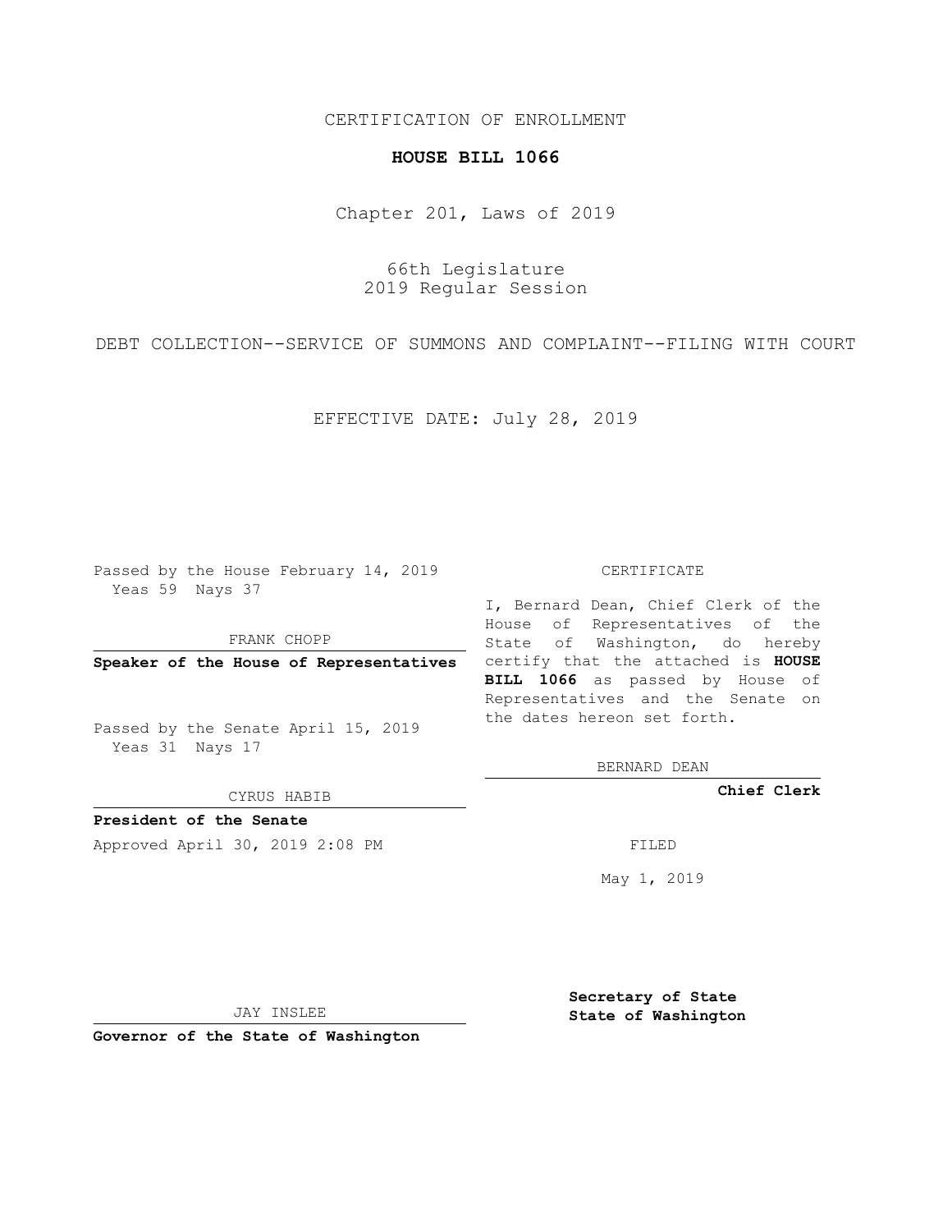CERTIFICATION OF ENROLLMENT

**HOUSE BILL 1066**

Chapter 201, Laws of 2019

66th Legislature
2019 Regular Session

DEBT COLLECTION--SERVICE OF SUMMONS AND COMPLAINT--FILING WITH COURT

EFFECTIVE DATE: July 28, 2019

Passed by the House February 14, 2019
Yeas 59 Nays 37

FRANK CHOPP

**Speaker of the House of Representatives**

Passed by the Senate April 15, 2019
Yeas 31 Nays 17

CYRUS HABIB

**President of the Senate**

Approved April 30, 2019 2:08 PM

JAY INSLEE

**Governor of the State of Washington**

CERTIFICATE

I, Bernard Dean, Chief Clerk of the House of Representatives of the State of Washington, do hereby certify that the attached is **HOUSE BILL 1066** as passed by House of Representatives and the Senate on the dates hereon set forth.

BERNARD DEAN

**Chief Clerk**

FILED

May 1, 2019

**Secretary of State**
**State of Washington**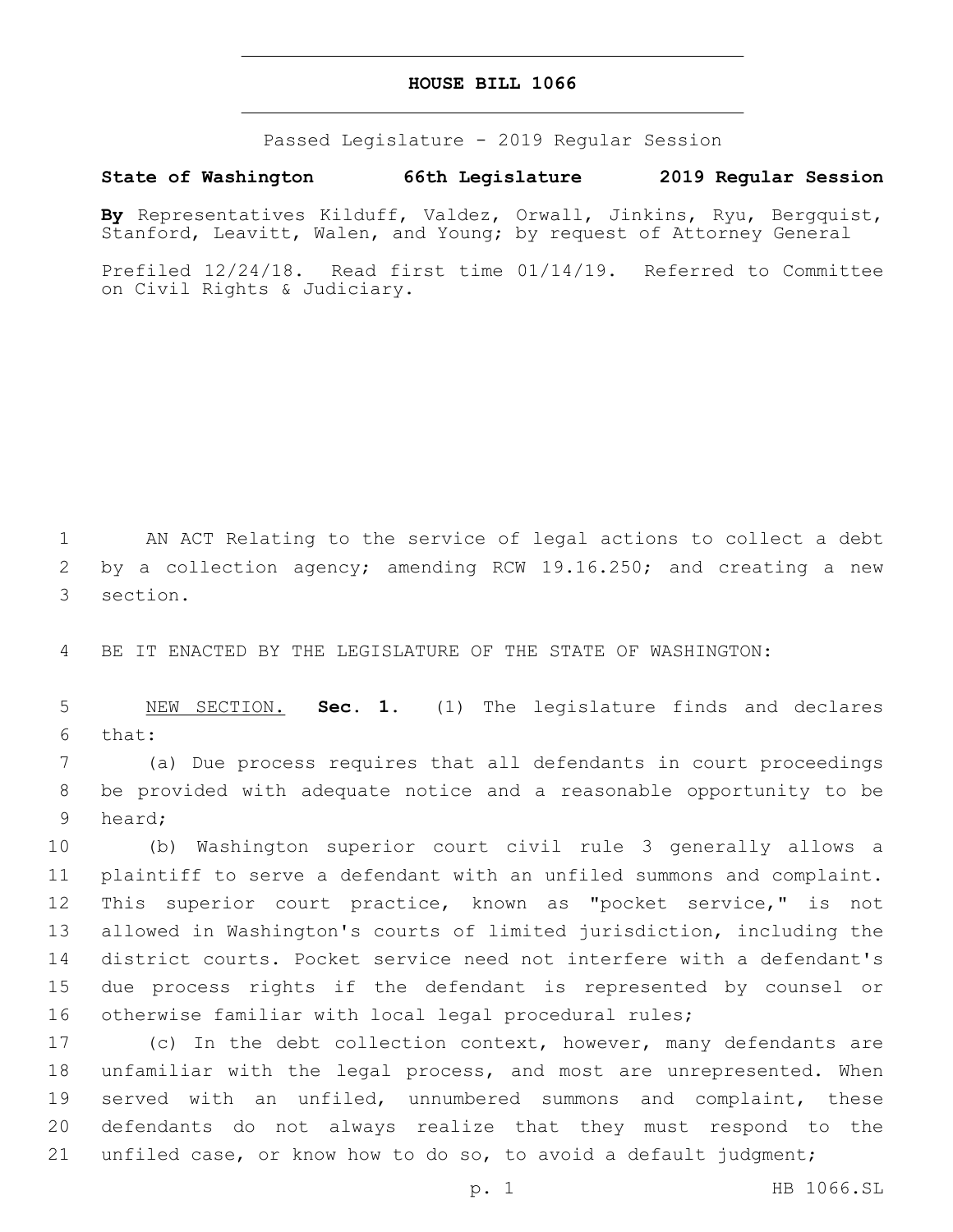# HOUSE BILL 1066

Passed Legislature - 2019 Regular Session

**State of Washington 66th Legislature 2019 Regular Session**

**By** Representatives Kilduff, Valdez, Orwall, Jinkins, Ryu, Bergquist, Stanford, Leavitt, Walen, and Young; by request of Attorney General

Prefiled 12/24/18. Read first time 01/14/19. Referred to Committee on Civil Rights & Judiciary.

1 AN ACT Relating to the service of legal actions to collect a debt 2 by a collection agency; amending RCW 19.16.250; and creating a new 3 section.

4 BE IT ENACTED BY THE LEGISLATURE OF THE STATE OF WASHINGTON:

5 NEW SECTION. **Sec. 1.** (1) The legislature finds and declares 6 that:

7 (a) Due process requires that all defendants in court proceedings 8 be provided with adequate notice and a reasonable opportunity to be 9 heard;

10 (b) Washington superior court civil rule 3 generally allows a 11 plaintiff to serve a defendant with an unfiled summons and complaint. 12 This superior court practice, known as "pocket service," is not 13 allowed in Washington's courts of limited jurisdiction, including the 14 district courts. Pocket service need not interfere with a defendant's 15 due process rights if the defendant is represented by counsel or 16 otherwise familiar with local legal procedural rules;

17 (c) In the debt collection context, however, many defendants are 18 unfamiliar with the legal process, and most are unrepresented. When 19 served with an unfiled, unnumbered summons and complaint, these 20 defendants do not always realize that they must respond to the 21 unfiled case, or know how to do so, to avoid a default judgment;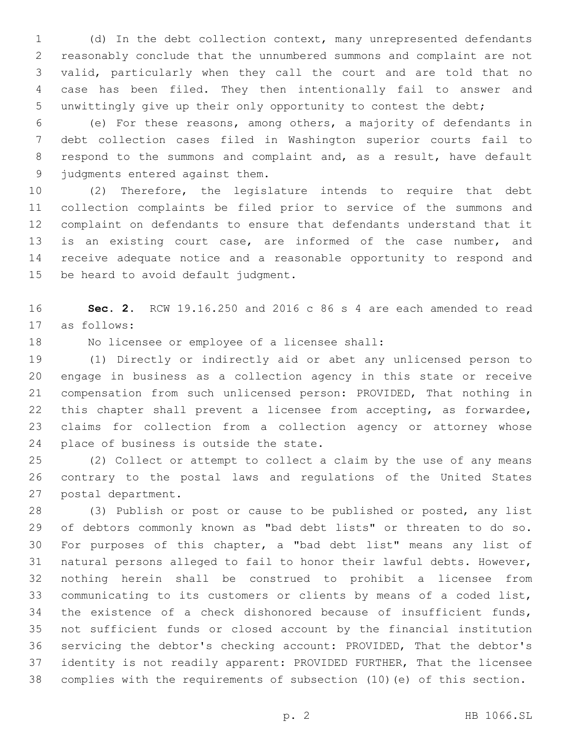(d) In the debt collection context, many unrepresented defendants reasonably conclude that the unnumbered summons and complaint are not valid, particularly when they call the court and are told that no case has been filed. They then intentionally fail to answer and unwittingly give up their only opportunity to contest the debt;

(e) For these reasons, among others, a majority of defendants in debt collection cases filed in Washington superior courts fail to respond to the summons and complaint and, as a result, have default judgments entered against them.

(2) Therefore, the legislature intends to require that debt collection complaints be filed prior to service of the summons and complaint on defendants to ensure that defendants understand that it is an existing court case, are informed of the case number, and receive adequate notice and a reasonable opportunity to respond and be heard to avoid default judgment.

**Sec. 2.** RCW 19.16.250 and 2016 c 86 s 4 are each amended to read as follows:

No licensee or employee of a licensee shall:

(1) Directly or indirectly aid or abet any unlicensed person to engage in business as a collection agency in this state or receive compensation from such unlicensed person: PROVIDED, That nothing in this chapter shall prevent a licensee from accepting, as forwardee, claims for collection from a collection agency or attorney whose place of business is outside the state.

(2) Collect or attempt to collect a claim by the use of any means contrary to the postal laws and regulations of the United States postal department.

(3) Publish or post or cause to be published or posted, any list of debtors commonly known as "bad debt lists" or threaten to do so. For purposes of this chapter, a "bad debt list" means any list of natural persons alleged to fail to honor their lawful debts. However, nothing herein shall be construed to prohibit a licensee from communicating to its customers or clients by means of a coded list, the existence of a check dishonored because of insufficient funds, not sufficient funds or closed account by the financial institution servicing the debtor's checking account: PROVIDED, That the debtor's identity is not readily apparent: PROVIDED FURTHER, That the licensee complies with the requirements of subsection (10)(e) of this section.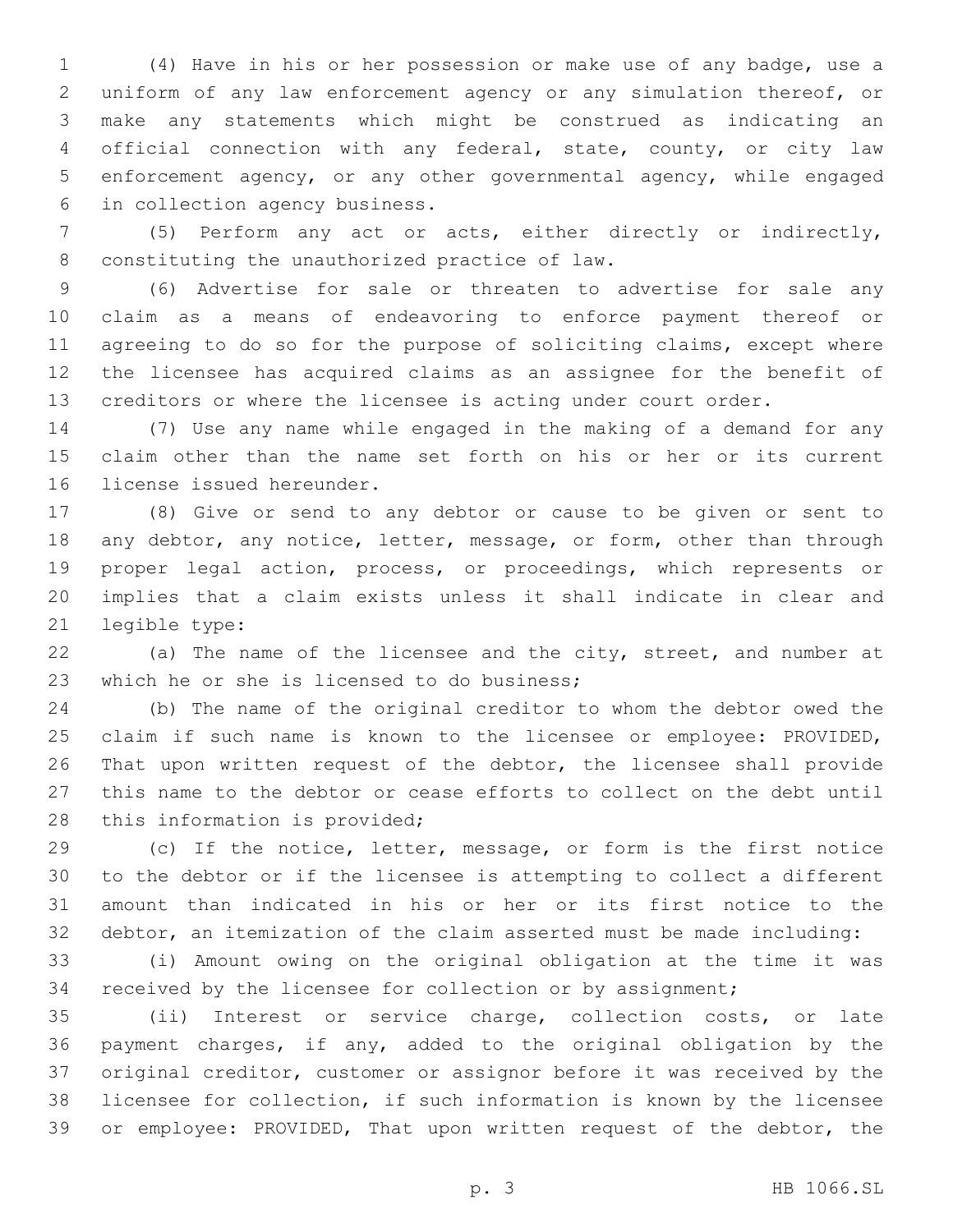(4) Have in his or her possession or make use of any badge, use a uniform of any law enforcement agency or any simulation thereof, or make any statements which might be construed as indicating an official connection with any federal, state, county, or city law enforcement agency, or any other governmental agency, while engaged in collection agency business.

(5) Perform any act or acts, either directly or indirectly, constituting the unauthorized practice of law.

(6) Advertise for sale or threaten to advertise for sale any claim as a means of endeavoring to enforce payment thereof or agreeing to do so for the purpose of soliciting claims, except where the licensee has acquired claims as an assignee for the benefit of creditors or where the licensee is acting under court order.

(7) Use any name while engaged in the making of a demand for any claim other than the name set forth on his or her or its current license issued hereunder.

(8) Give or send to any debtor or cause to be given or sent to any debtor, any notice, letter, message, or form, other than through proper legal action, process, or proceedings, which represents or implies that a claim exists unless it shall indicate in clear and legible type:

(a) The name of the licensee and the city, street, and number at which he or she is licensed to do business;

(b) The name of the original creditor to whom the debtor owed the claim if such name is known to the licensee or employee: PROVIDED, That upon written request of the debtor, the licensee shall provide this name to the debtor or cease efforts to collect on the debt until this information is provided;

(c) If the notice, letter, message, or form is the first notice to the debtor or if the licensee is attempting to collect a different amount than indicated in his or her or its first notice to the debtor, an itemization of the claim asserted must be made including:

(i) Amount owing on the original obligation at the time it was received by the licensee for collection or by assignment;

(ii) Interest or service charge, collection costs, or late payment charges, if any, added to the original obligation by the original creditor, customer or assignor before it was received by the licensee for collection, if such information is known by the licensee or employee: PROVIDED, That upon written request of the debtor, the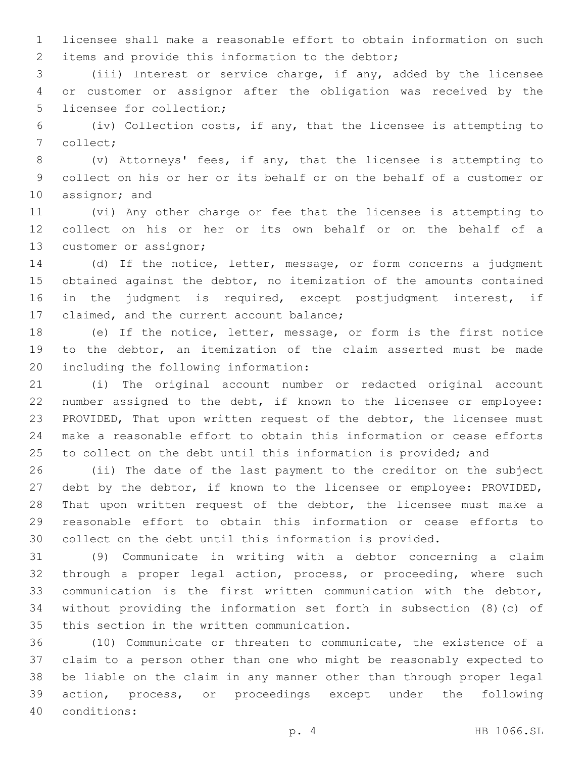licensee shall make a reasonable effort to obtain information on such items and provide this information to the debtor;

(iii) Interest or service charge, if any, added by the licensee or customer or assignor after the obligation was received by the licensee for collection;

(iv) Collection costs, if any, that the licensee is attempting to collect;

(v) Attorneys' fees, if any, that the licensee is attempting to collect on his or her or its behalf or on the behalf of a customer or assignor; and

(vi) Any other charge or fee that the licensee is attempting to collect on his or her or its own behalf or on the behalf of a customer or assignor;

(d) If the notice, letter, message, or form concerns a judgment obtained against the debtor, no itemization of the amounts contained in the judgment is required, except postjudgment interest, if claimed, and the current account balance;

(e) If the notice, letter, message, or form is the first notice to the debtor, an itemization of the claim asserted must be made including the following information:

(i) The original account number or redacted original account number assigned to the debt, if known to the licensee or employee: PROVIDED, That upon written request of the debtor, the licensee must make a reasonable effort to obtain this information or cease efforts to collect on the debt until this information is provided; and

(ii) The date of the last payment to the creditor on the subject debt by the debtor, if known to the licensee or employee: PROVIDED, That upon written request of the debtor, the licensee must make a reasonable effort to obtain this information or cease efforts to collect on the debt until this information is provided.

(9) Communicate in writing with a debtor concerning a claim through a proper legal action, process, or proceeding, where such communication is the first written communication with the debtor, without providing the information set forth in subsection (8)(c) of this section in the written communication.

(10) Communicate or threaten to communicate, the existence of a claim to a person other than one who might be reasonably expected to be liable on the claim in any manner other than through proper legal action, process, or proceedings except under the following conditions: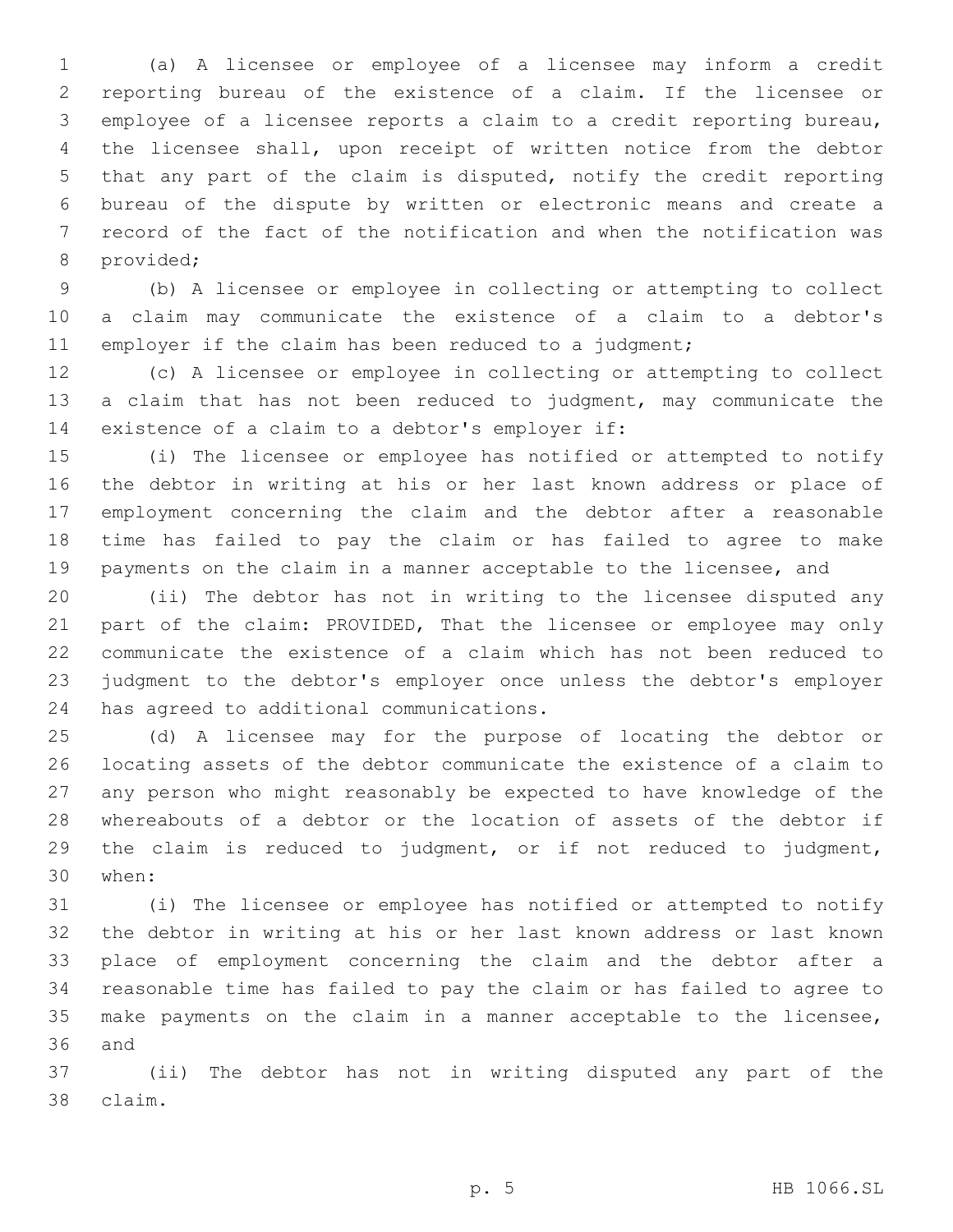(a) A licensee or employee of a licensee may inform a credit reporting bureau of the existence of a claim. If the licensee or employee of a licensee reports a claim to a credit reporting bureau, the licensee shall, upon receipt of written notice from the debtor that any part of the claim is disputed, notify the credit reporting bureau of the dispute by written or electronic means and create a record of the fact of the notification and when the notification was provided;

(b) A licensee or employee in collecting or attempting to collect a claim may communicate the existence of a claim to a debtor's employer if the claim has been reduced to a judgment;

(c) A licensee or employee in collecting or attempting to collect a claim that has not been reduced to judgment, may communicate the existence of a claim to a debtor's employer if:

(i) The licensee or employee has notified or attempted to notify the debtor in writing at his or her last known address or place of employment concerning the claim and the debtor after a reasonable time has failed to pay the claim or has failed to agree to make payments on the claim in a manner acceptable to the licensee, and

(ii) The debtor has not in writing to the licensee disputed any part of the claim: PROVIDED, That the licensee or employee may only communicate the existence of a claim which has not been reduced to judgment to the debtor's employer once unless the debtor's employer has agreed to additional communications.

(d) A licensee may for the purpose of locating the debtor or locating assets of the debtor communicate the existence of a claim to any person who might reasonably be expected to have knowledge of the whereabouts of a debtor or the location of assets of the debtor if the claim is reduced to judgment, or if not reduced to judgment, when:

(i) The licensee or employee has notified or attempted to notify the debtor in writing at his or her last known address or last known place of employment concerning the claim and the debtor after a reasonable time has failed to pay the claim or has failed to agree to make payments on the claim in a manner acceptable to the licensee, and

(ii) The debtor has not in writing disputed any part of the claim.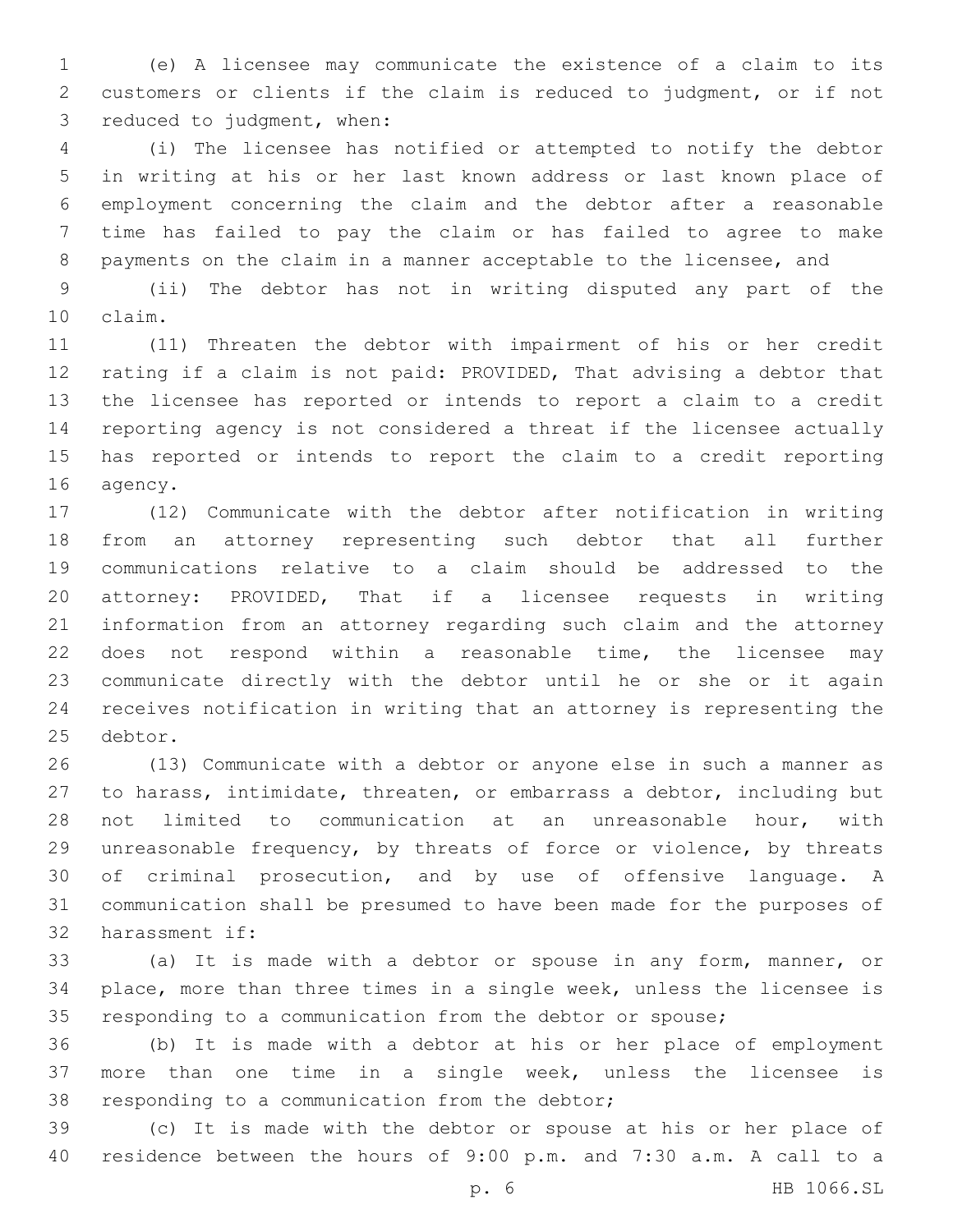(e) A licensee may communicate the existence of a claim to its customers or clients if the claim is reduced to judgment, or if not reduced to judgment, when:

(i) The licensee has notified or attempted to notify the debtor in writing at his or her last known address or last known place of employment concerning the claim and the debtor after a reasonable time has failed to pay the claim or has failed to agree to make payments on the claim in a manner acceptable to the licensee, and

(ii) The debtor has not in writing disputed any part of the claim.

(11) Threaten the debtor with impairment of his or her credit rating if a claim is not paid: PROVIDED, That advising a debtor that the licensee has reported or intends to report a claim to a credit reporting agency is not considered a threat if the licensee actually has reported or intends to report the claim to a credit reporting agency.

(12) Communicate with the debtor after notification in writing from an attorney representing such debtor that all further communications relative to a claim should be addressed to the attorney: PROVIDED, That if a licensee requests in writing information from an attorney regarding such claim and the attorney does not respond within a reasonable time, the licensee may communicate directly with the debtor until he or she or it again receives notification in writing that an attorney is representing the debtor.

(13) Communicate with a debtor or anyone else in such a manner as to harass, intimidate, threaten, or embarrass a debtor, including but not limited to communication at an unreasonable hour, with unreasonable frequency, by threats of force or violence, by threats of criminal prosecution, and by use of offensive language. A communication shall be presumed to have been made for the purposes of harassment if:

(a) It is made with a debtor or spouse in any form, manner, or place, more than three times in a single week, unless the licensee is responding to a communication from the debtor or spouse;

(b) It is made with a debtor at his or her place of employment more than one time in a single week, unless the licensee is responding to a communication from the debtor;

(c) It is made with the debtor or spouse at his or her place of residence between the hours of 9:00 p.m. and 7:30 a.m. A call to a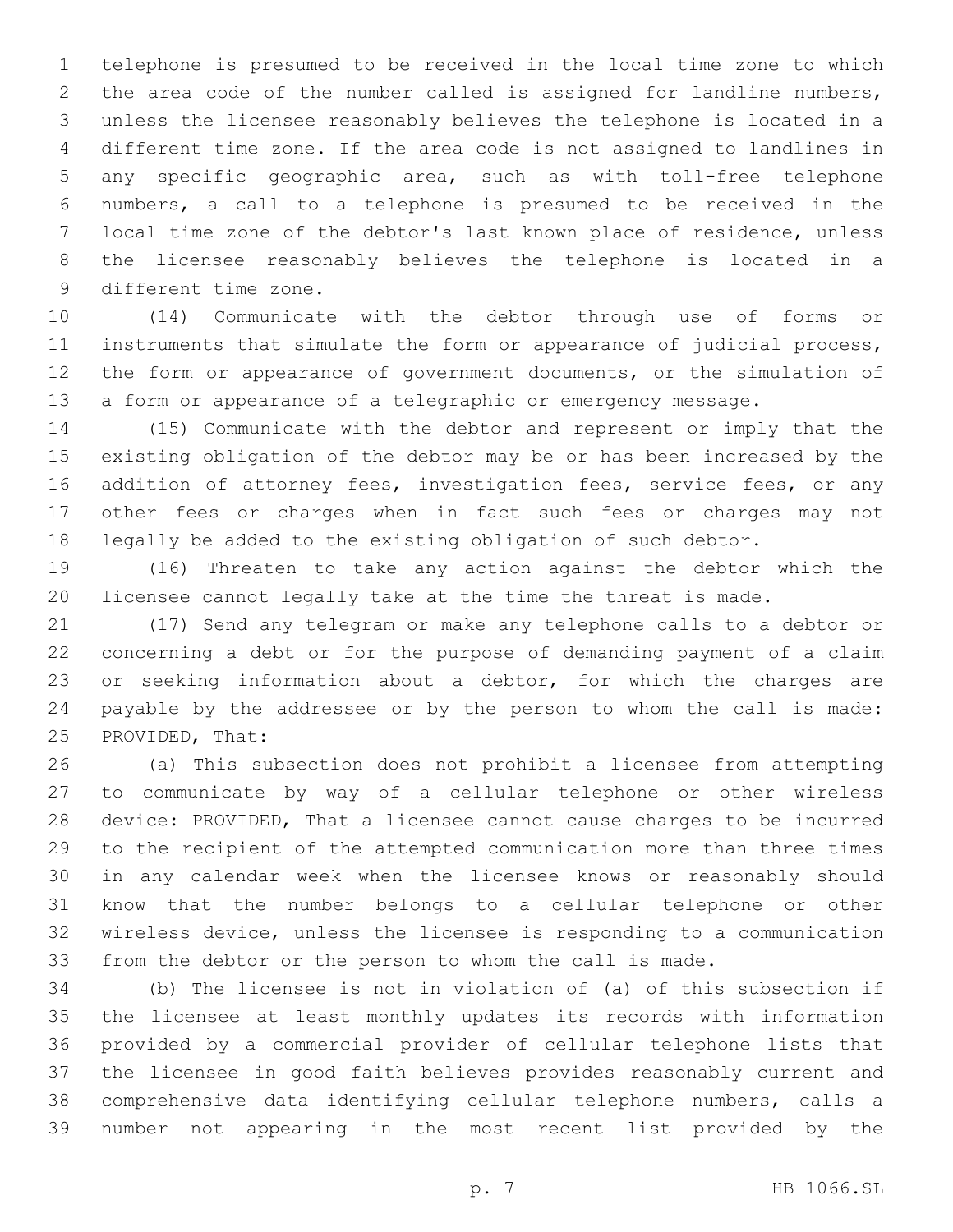telephone is presumed to be received in the local time zone to which the area code of the number called is assigned for landline numbers, unless the licensee reasonably believes the telephone is located in a different time zone. If the area code is not assigned to landlines in any specific geographic area, such as with toll-free telephone numbers, a call to a telephone is presumed to be received in the local time zone of the debtor's last known place of residence, unless the licensee reasonably believes the telephone is located in a different time zone.

(14) Communicate with the debtor through use of forms or instruments that simulate the form or appearance of judicial process, the form or appearance of government documents, or the simulation of a form or appearance of a telegraphic or emergency message.

(15) Communicate with the debtor and represent or imply that the existing obligation of the debtor may be or has been increased by the addition of attorney fees, investigation fees, service fees, or any other fees or charges when in fact such fees or charges may not legally be added to the existing obligation of such debtor.

(16) Threaten to take any action against the debtor which the licensee cannot legally take at the time the threat is made.

(17) Send any telegram or make any telephone calls to a debtor or concerning a debt or for the purpose of demanding payment of a claim or seeking information about a debtor, for which the charges are payable by the addressee or by the person to whom the call is made: PROVIDED, That:

(a) This subsection does not prohibit a licensee from attempting to communicate by way of a cellular telephone or other wireless device: PROVIDED, That a licensee cannot cause charges to be incurred to the recipient of the attempted communication more than three times in any calendar week when the licensee knows or reasonably should know that the number belongs to a cellular telephone or other wireless device, unless the licensee is responding to a communication from the debtor or the person to whom the call is made.

(b) The licensee is not in violation of (a) of this subsection if the licensee at least monthly updates its records with information provided by a commercial provider of cellular telephone lists that the licensee in good faith believes provides reasonably current and comprehensive data identifying cellular telephone numbers, calls a number not appearing in the most recent list provided by the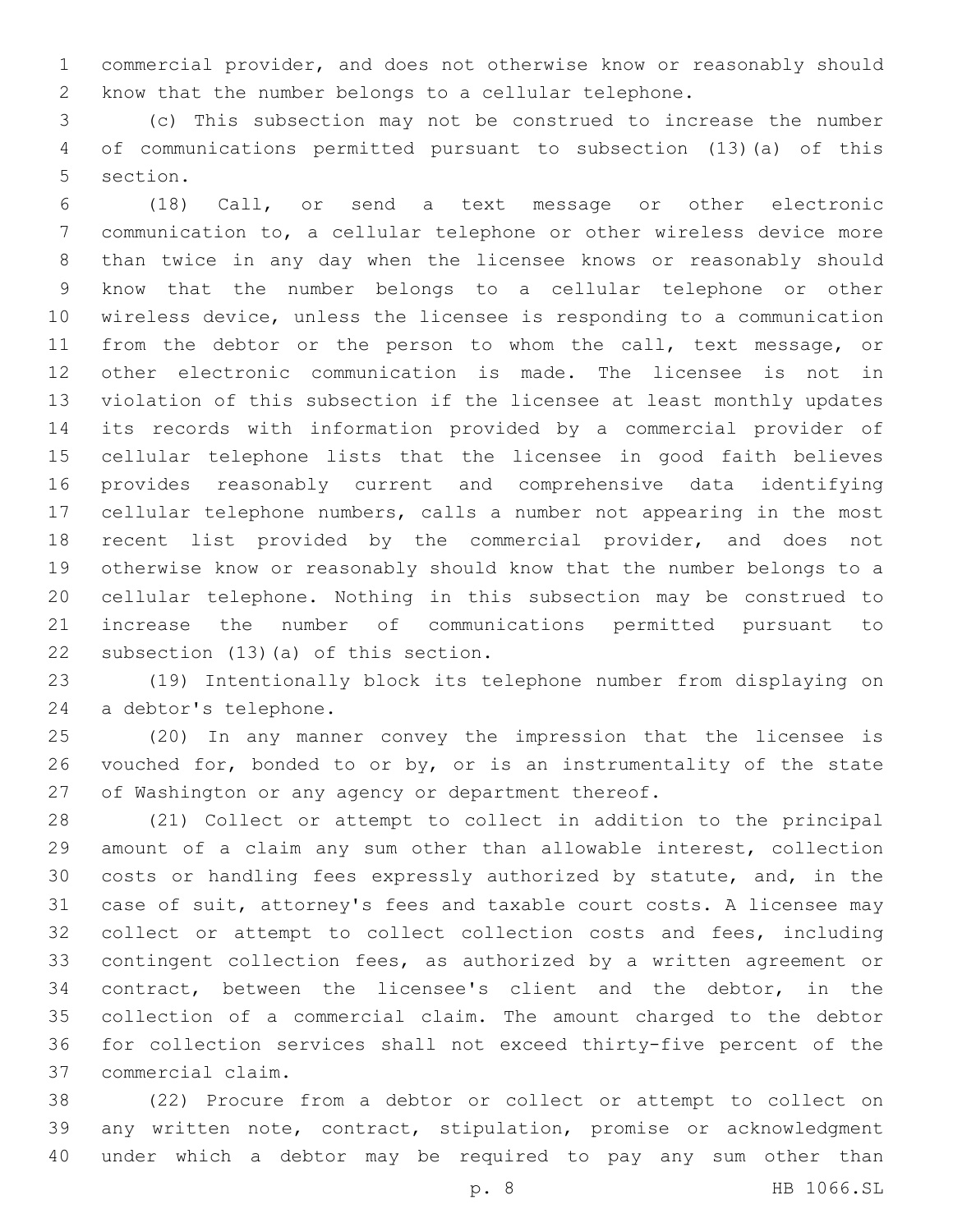commercial provider, and does not otherwise know or reasonably should know that the number belongs to a cellular telephone.

(c) This subsection may not be construed to increase the number of communications permitted pursuant to subsection (13)(a) of this section.

(18) Call, or send a text message or other electronic communication to, a cellular telephone or other wireless device more than twice in any day when the licensee knows or reasonably should know that the number belongs to a cellular telephone or other wireless device, unless the licensee is responding to a communication from the debtor or the person to whom the call, text message, or other electronic communication is made. The licensee is not in violation of this subsection if the licensee at least monthly updates its records with information provided by a commercial provider of cellular telephone lists that the licensee in good faith believes provides reasonably current and comprehensive data identifying cellular telephone numbers, calls a number not appearing in the most recent list provided by the commercial provider, and does not otherwise know or reasonably should know that the number belongs to a cellular telephone. Nothing in this subsection may be construed to increase the number of communications permitted pursuant to subsection (13)(a) of this section.

(19) Intentionally block its telephone number from displaying on a debtor's telephone.

(20) In any manner convey the impression that the licensee is vouched for, bonded to or by, or is an instrumentality of the state of Washington or any agency or department thereof.

(21) Collect or attempt to collect in addition to the principal amount of a claim any sum other than allowable interest, collection costs or handling fees expressly authorized by statute, and, in the case of suit, attorney's fees and taxable court costs. A licensee may collect or attempt to collect collection costs and fees, including contingent collection fees, as authorized by a written agreement or contract, between the licensee's client and the debtor, in the collection of a commercial claim. The amount charged to the debtor for collection services shall not exceed thirty-five percent of the commercial claim.

(22) Procure from a debtor or collect or attempt to collect on any written note, contract, stipulation, promise or acknowledgment under which a debtor may be required to pay any sum other than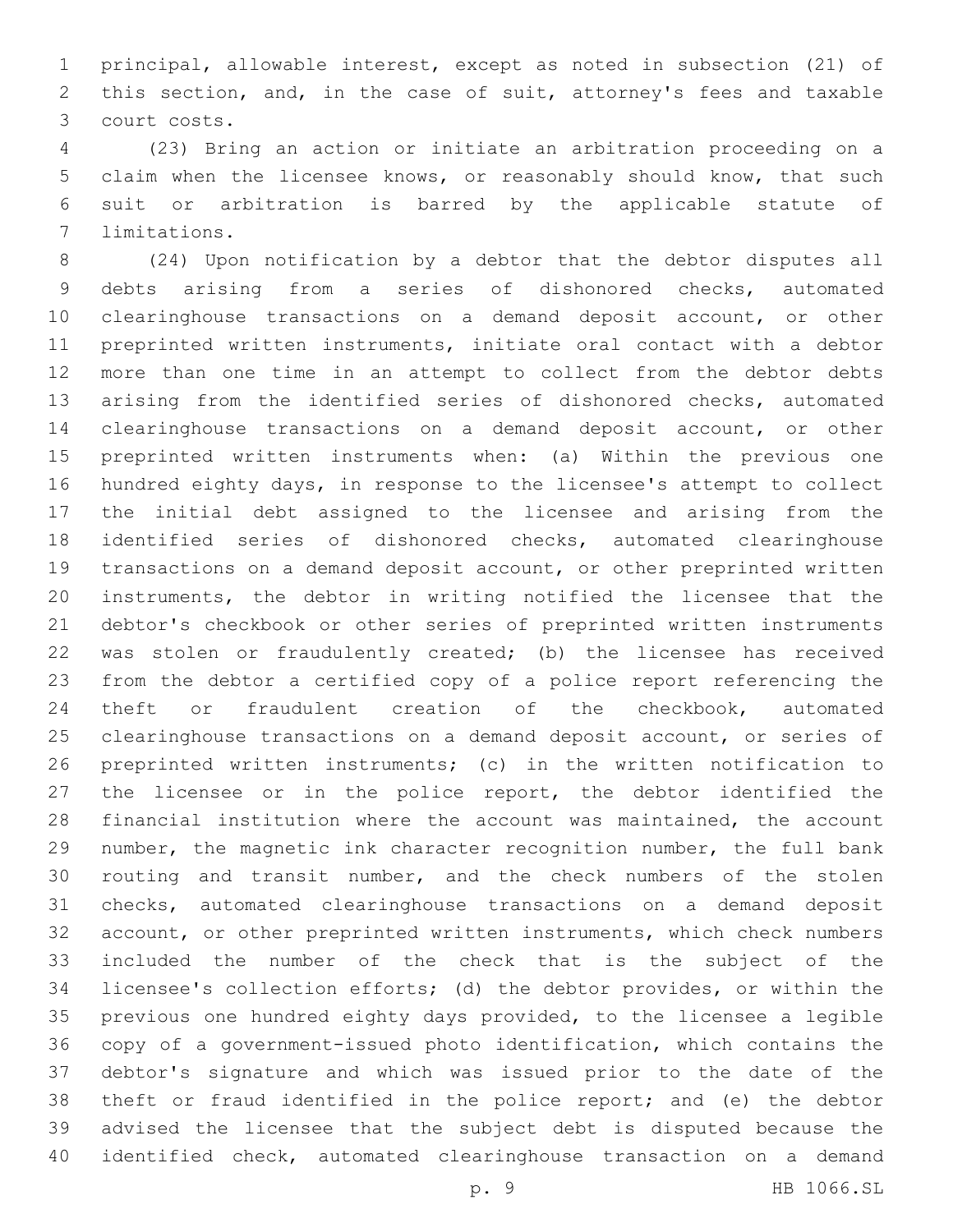principal, allowable interest, except as noted in subsection (21) of this section, and, in the case of suit, attorney's fees and taxable court costs.

(23) Bring an action or initiate an arbitration proceeding on a claim when the licensee knows, or reasonably should know, that such suit or arbitration is barred by the applicable statute of limitations.

(24) Upon notification by a debtor that the debtor disputes all debts arising from a series of dishonored checks, automated clearinghouse transactions on a demand deposit account, or other preprinted written instruments, initiate oral contact with a debtor more than one time in an attempt to collect from the debtor debts arising from the identified series of dishonored checks, automated clearinghouse transactions on a demand deposit account, or other preprinted written instruments when: (a) Within the previous one hundred eighty days, in response to the licensee's attempt to collect the initial debt assigned to the licensee and arising from the identified series of dishonored checks, automated clearinghouse transactions on a demand deposit account, or other preprinted written instruments, the debtor in writing notified the licensee that the debtor's checkbook or other series of preprinted written instruments was stolen or fraudulently created; (b) the licensee has received from the debtor a certified copy of a police report referencing the theft or fraudulent creation of the checkbook, automated clearinghouse transactions on a demand deposit account, or series of preprinted written instruments; (c) in the written notification to the licensee or in the police report, the debtor identified the financial institution where the account was maintained, the account number, the magnetic ink character recognition number, the full bank routing and transit number, and the check numbers of the stolen checks, automated clearinghouse transactions on a demand deposit account, or other preprinted written instruments, which check numbers included the number of the check that is the subject of the licensee's collection efforts; (d) the debtor provides, or within the previous one hundred eighty days provided, to the licensee a legible copy of a government-issued photo identification, which contains the debtor's signature and which was issued prior to the date of the theft or fraud identified in the police report; and (e) the debtor advised the licensee that the subject debt is disputed because the identified check, automated clearinghouse transaction on a demand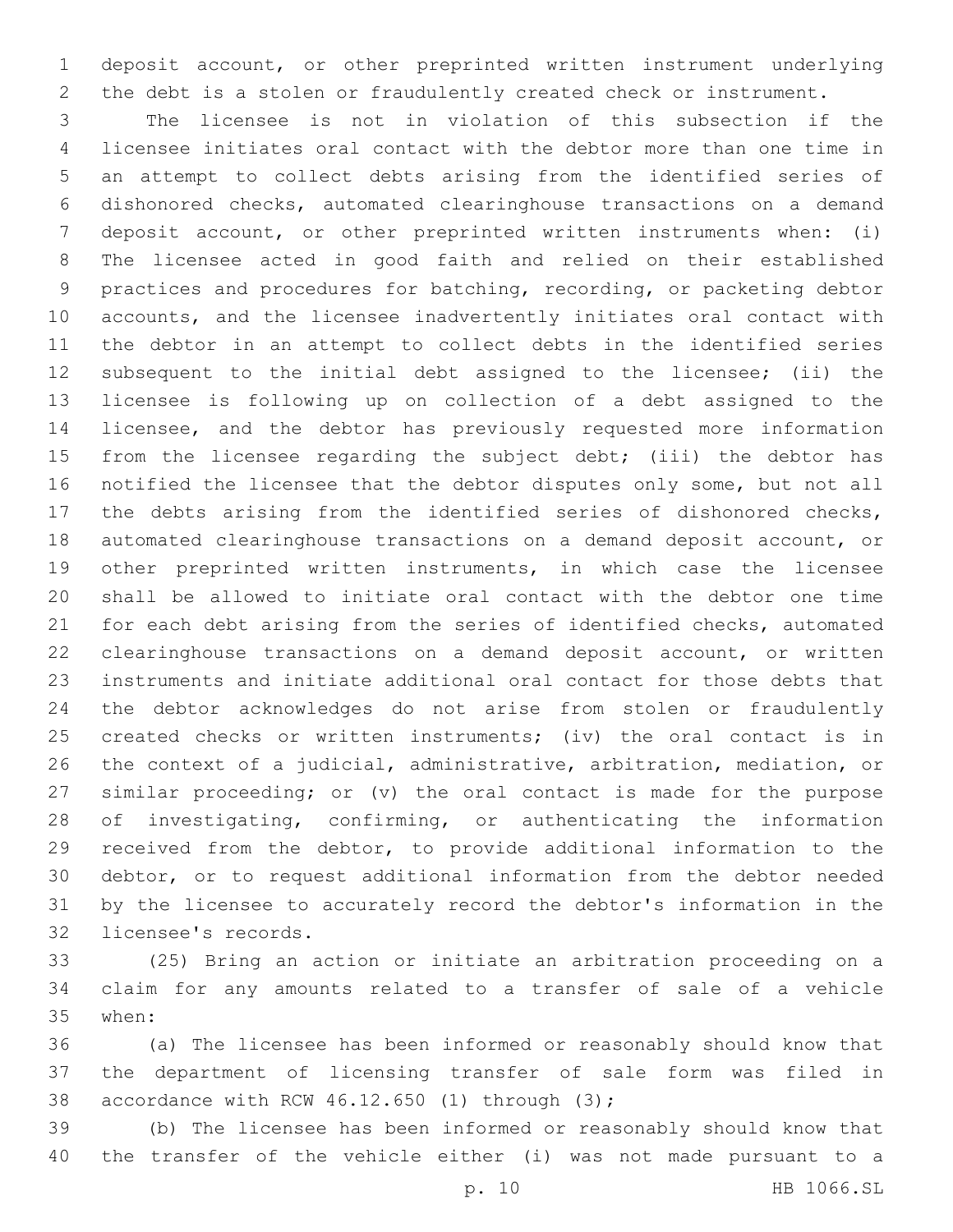deposit account, or other preprinted written instrument underlying the debt is a stolen or fraudulently created check or instrument.

The licensee is not in violation of this subsection if the licensee initiates oral contact with the debtor more than one time in an attempt to collect debts arising from the identified series of dishonored checks, automated clearinghouse transactions on a demand deposit account, or other preprinted written instruments when: (i) The licensee acted in good faith and relied on their established practices and procedures for batching, recording, or packeting debtor accounts, and the licensee inadvertently initiates oral contact with the debtor in an attempt to collect debts in the identified series subsequent to the initial debt assigned to the licensee; (ii) the licensee is following up on collection of a debt assigned to the licensee, and the debtor has previously requested more information from the licensee regarding the subject debt; (iii) the debtor has notified the licensee that the debtor disputes only some, but not all the debts arising from the identified series of dishonored checks, automated clearinghouse transactions on a demand deposit account, or other preprinted written instruments, in which case the licensee shall be allowed to initiate oral contact with the debtor one time for each debt arising from the series of identified checks, automated clearinghouse transactions on a demand deposit account, or written instruments and initiate additional oral contact for those debts that the debtor acknowledges do not arise from stolen or fraudulently created checks or written instruments; (iv) the oral contact is in the context of a judicial, administrative, arbitration, mediation, or similar proceeding; or (v) the oral contact is made for the purpose of investigating, confirming, or authenticating the information received from the debtor, to provide additional information to the debtor, or to request additional information from the debtor needed by the licensee to accurately record the debtor's information in the licensee's records.

(25) Bring an action or initiate an arbitration proceeding on a claim for any amounts related to a transfer of sale of a vehicle when:

(a) The licensee has been informed or reasonably should know that the department of licensing transfer of sale form was filed in accordance with RCW 46.12.650 (1) through (3);

(b) The licensee has been informed or reasonably should know that the transfer of the vehicle either (i) was not made pursuant to a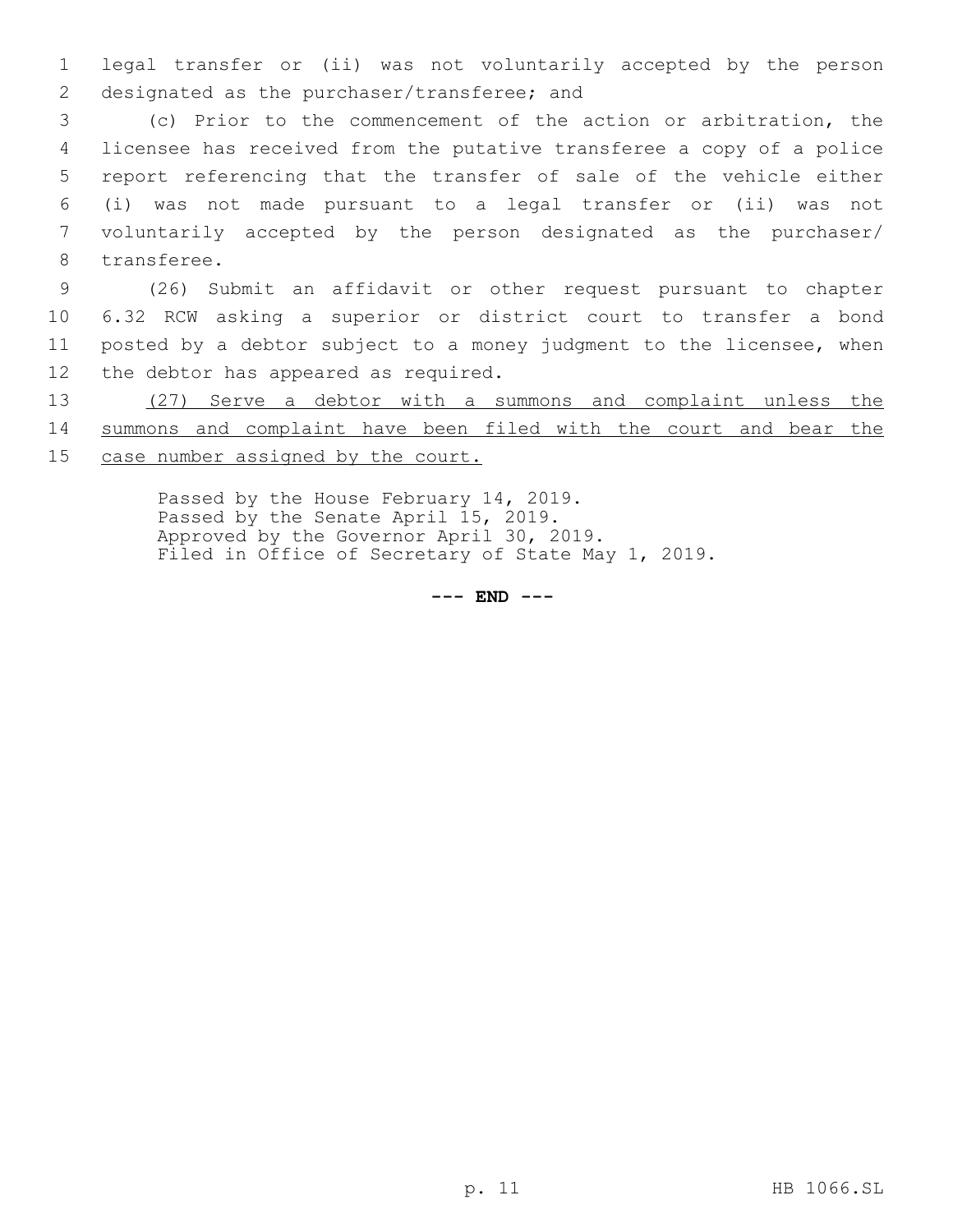legal transfer or (ii) was not voluntarily accepted by the person designated as the purchaser/transferee; and

(c) Prior to the commencement of the action or arbitration, the licensee has received from the putative transferee a copy of a police report referencing that the transfer of sale of the vehicle either (i) was not made pursuant to a legal transfer or (ii) was not voluntarily accepted by the person designated as the purchaser/transferee.

(26) Submit an affidavit or other request pursuant to chapter 6.32 RCW asking a superior or district court to transfer a bond posted by a debtor subject to a money judgment to the licensee, when the debtor has appeared as required.

<u>(27) Serve a debtor with a summons and complaint unless the summons and complaint have been filed with the court and bear the case number assigned by the court.</u>

Passed by the House February 14, 2019.
Passed by the Senate April 15, 2019.
Approved by the Governor April 30, 2019.
Filed in Office of Secretary of State May 1, 2019.

**--- END ---**